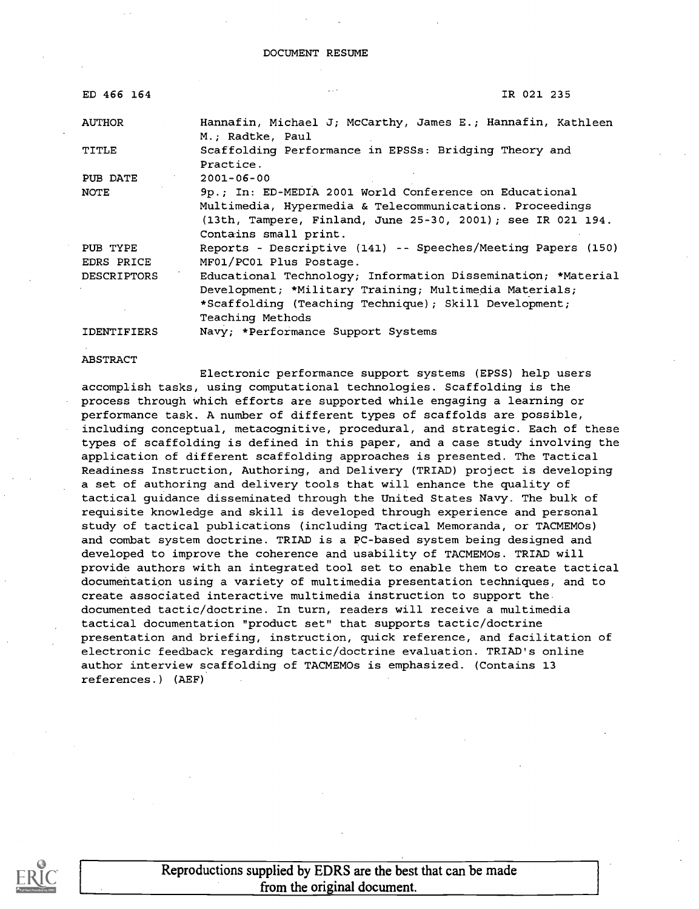# DOCUMENT RESUME

| ED 466 164 | IR 021 235 |
|---|---|
| AUTHOR | Hannafin, Michael J; McCarthy, James E.; Hannafin, Kathleen M.; Radtke, Paul |
| TITLE | Scaffolding Performance in EPSSs: Bridging Theory and Practice. |
| PUB DATE | 2001-06-00 |
| NOTE | 9p.; In: ED-MEDIA 2001 World Conference on Educational Multimedia, Hypermedia & Telecommunications. Proceedings (13th, Tampere, Finland, June 25-30, 2001); see IR 021 194. Contains small print. |
| PUB TYPE | Reports - Descriptive (141) -- Speeches/Meeting Papers (150) |
| EDRS PRICE | MF01/PC01 Plus Postage. |
| DESCRIPTORS | Educational Technology; Information Dissemination; *Material Development; *Military Training; Multimedia Materials; *Scaffolding (Teaching Technique); Skill Development; Teaching Methods |
| IDENTIFIERS | Navy; *Performance Support Systems |

## ABSTRACT

Electronic performance support systems (EPSS) help users accomplish tasks, using computational technologies. Scaffolding is the process through which efforts are supported while engaging a learning or performance task. A number of different types of scaffolds are possible, including conceptual, metacognitive, procedural, and strategic. Each of these types of scaffolding is defined in this paper, and a case study involving the application of different scaffolding approaches is presented. The Tactical Readiness Instruction, Authoring, and Delivery (TRIAD) project is developing a set of authoring and delivery tools that will enhance the quality of tactical guidance disseminated through the United States Navy. The bulk of requisite knowledge and skill is developed through experience and personal study of tactical publications (including Tactical Memoranda, or TACMEMOs) and combat system doctrine. TRIAD is a PC-based system being designed and developed to improve the coherence and usability of TACMEMOs. TRIAD will provide authors with an integrated tool set to enable them to create tactical documentation using a variety of multimedia presentation techniques, and to create associated interactive multimedia instruction to support the documented tactic/doctrine. In turn, readers will receive a multimedia tactical documentation "product set" that supports tactic/doctrine presentation and briefing, instruction, quick reference, and facilitation of electronic feedback regarding tactic/doctrine evaluation. TRIAD's online author interview scaffolding of TACMEMOs is emphasized. (Contains 13 references.) (AEF)

Reproductions supplied by EDRS are the best that can be made from the original document.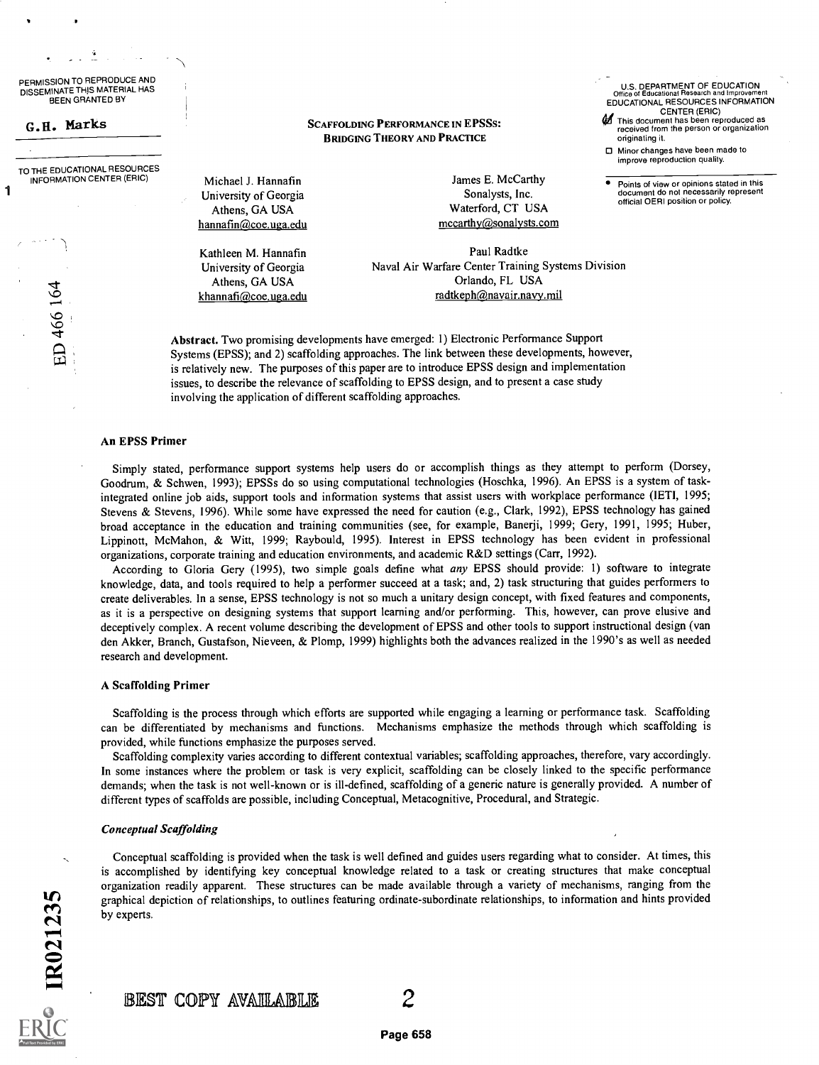# Scaffolding Performance in EPSSs: Bridging Theory and Practice

Michael J. Hannafin
University of Georgia
Athens, GA USA
hannafin@coe.uga.edu

James E. McCarthy
Sonalysts, Inc.
Waterford, CT USA
mccarthy@sonalysts.com

Kathleen M. Hannafin
University of Georgia
Athens, GA USA
khannafi@coe.uga.edu

Paul Radtke
Naval Air Warfare Center Training Systems Division
Orlando, FL USA
radtkeph@navair.navy.mil

**Abstract.** Two promising developments have emerged: 1) Electronic Performance Support Systems (EPSS); and 2) scaffolding approaches. The link between these developments, however, is relatively new. The purposes of this paper are to introduce EPSS design and implementation issues, to describe the relevance of scaffolding to EPSS design, and to present a case study involving the application of different scaffolding approaches.

## An EPSS Primer

Simply stated, performance support systems help users do or accomplish things as they attempt to perform (Dorsey, Goodrum, & Schwen, 1993); EPSSs do so using computational technologies (Hoschka, 1996). An EPSS is a system of task-integrated online job aids, support tools and information systems that assist users with workplace performance (IETI, 1995; Stevens & Stevens, 1996). While some have expressed the need for caution (e.g., Clark, 1992), EPSS technology has gained broad acceptance in the education and training communities (see, for example, Banerji, 1999; Gery, 1991, 1995; Huber, Lippinott, McMahon, & Witt, 1999; Raybould, 1995). Interest in EPSS technology has been evident in professional organizations, corporate training and education environments, and academic R&D settings (Carr, 1992).

According to Gloria Gery (1995), two simple goals define what *any* EPSS should provide: 1) software to integrate knowledge, data, and tools required to help a performer succeed at a task; and, 2) task structuring that guides performers to create deliverables. In a sense, EPSS technology is not so much a unitary design concept, with fixed features and components, as it is a perspective on designing systems that support learning and/or performing. This, however, can prove elusive and deceptively complex. A recent volume describing the development of EPSS and other tools to support instructional design (van den Akker, Branch, Gustafson, Nieveen, & Plomp, 1999) highlights both the advances realized in the 1990's as well as needed research and development.

## A Scaffolding Primer

Scaffolding is the process through which efforts are supported while engaging a learning or performance task. Scaffolding can be differentiated by mechanisms and functions. Mechanisms emphasize the methods through which scaffolding is provided, while functions emphasize the purposes served.

Scaffolding complexity varies according to different contextual variables; scaffolding approaches, therefore, vary accordingly. In some instances where the problem or task is very explicit, scaffolding can be closely linked to the specific performance demands; when the task is not well-known or is ill-defined, scaffolding of a generic nature is generally provided. A number of different types of scaffolds are possible, including Conceptual, Metacognitive, Procedural, and Strategic.

### *Conceptual Scaffolding*

Conceptual scaffolding is provided when the task is well defined and guides users regarding what to consider. At times, this is accomplished by identifying key conceptual knowledge related to a task or creating structures that make conceptual organization readily apparent. These structures can be made available through a variety of mechanisms, ranging from the graphical depiction of relationships, to outlines featuring ordinate-subordinate relationships, to information and hints provided by experts.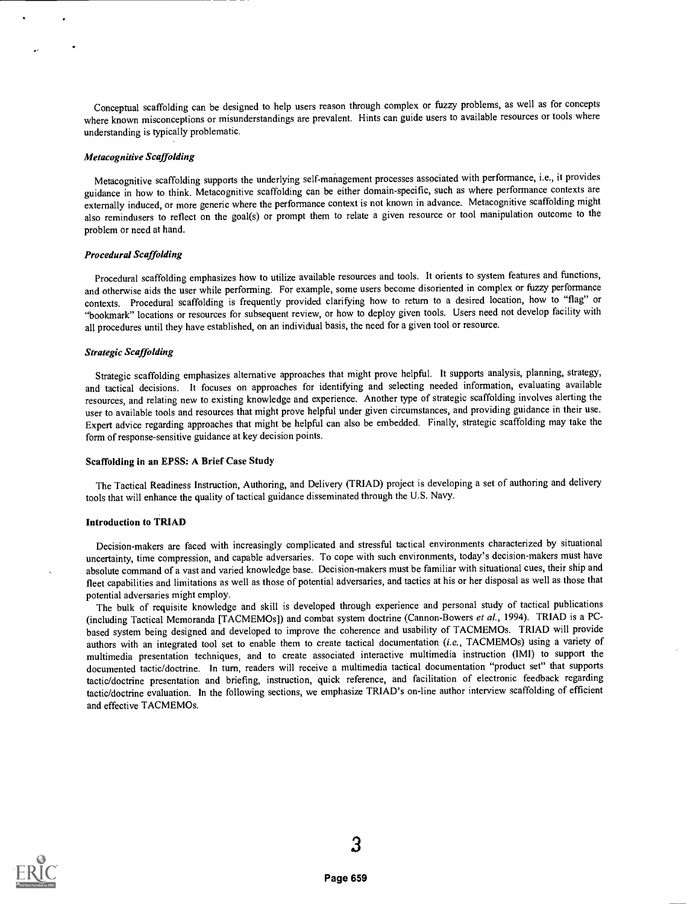Conceptual scaffolding can be designed to help users reason through complex or fuzzy problems, as well as for concepts where known misconceptions or misunderstandings are prevalent. Hints can guide users to available resources or tools where understanding is typically problematic.

### *Metacognitive Scaffolding*

Metacognitive scaffolding supports the underlying self-management processes associated with performance, i.e., it provides guidance in how to think. Metacognitive scaffolding can be either domain-specific, such as where performance contexts are externally induced, or more generic where the performance context is not known in advance. Metacognitive scaffolding might also remindusers to reflect on the goal(s) or prompt them to relate a given resource or tool manipulation outcome to the problem or need at hand.

### *Procedural Scaffolding*

Procedural scaffolding emphasizes how to utilize available resources and tools. It orients to system features and functions, and otherwise aids the user while performing. For example, some users become disoriented in complex or fuzzy performance contexts. Procedural scaffolding is frequently provided clarifying how to return to a desired location, how to "flag" or "bookmark" locations or resources for subsequent review, or how to deploy given tools. Users need not develop facility with all procedures until they have established, on an individual basis, the need for a given tool or resource.

### *Strategic Scaffolding*

Strategic scaffolding emphasizes alternative approaches that might prove helpful. It supports analysis, planning, strategy, and tactical decisions. It focuses on approaches for identifying and selecting needed information, evaluating available resources, and relating new to existing knowledge and experience. Another type of strategic scaffolding involves alerting the user to available tools and resources that might prove helpful under given circumstances, and providing guidance in their use. Expert advice regarding approaches that might be helpful can also be embedded. Finally, strategic scaffolding may take the form of response-sensitive guidance at key decision points.

## Scaffolding in an EPSS: A Brief Case Study

The Tactical Readiness Instruction, Authoring, and Delivery (TRIAD) project is developing a set of authoring and delivery tools that will enhance the quality of tactical guidance disseminated through the U.S. Navy.

## Introduction to TRIAD

Decision-makers are faced with increasingly complicated and stressful tactical environments characterized by situational uncertainty, time compression, and capable adversaries. To cope with such environments, today's decision-makers must have absolute command of a vast and varied knowledge base. Decision-makers must be familiar with situational cues, their ship and fleet capabilities and limitations as well as those of potential adversaries, and tactics at his or her disposal as well as those that potential adversaries might employ.

The bulk of requisite knowledge and skill is developed through experience and personal study of tactical publications (including Tactical Memoranda [TACMEMOs]) and combat system doctrine (Cannon-Bowers *et al.*, 1994). TRIAD is a PC-based system being designed and developed to improve the coherence and usability of TACMEMOs. TRIAD will provide authors with an integrated tool set to enable them to create tactical documentation (*i.e.*, TACMEMOs) using a variety of multimedia presentation techniques, and to create associated interactive multimedia instruction (IMI) to support the documented tactic/doctrine. In turn, readers will receive a multimedia tactical documentation "product set" that supports tactic/doctrine presentation and briefing, instruction, quick reference, and facilitation of electronic feedback regarding tactic/doctrine evaluation. In the following sections, we emphasize TRIAD's on-line author interview scaffolding of efficient and effective TACMEMOs.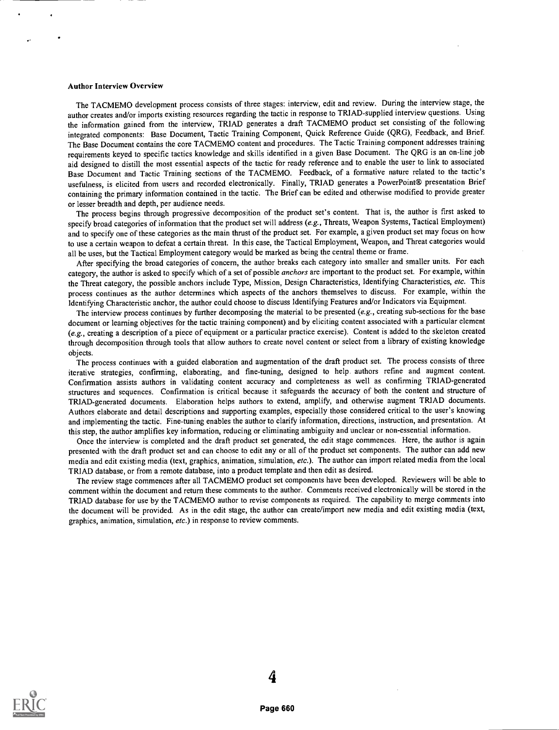### Author Interview Overview

The TACMEMO development process consists of three stages: interview, edit and review. During the interview stage, the author creates and/or imports existing resources regarding the tactic in response to TRIAD-supplied interview questions. Using the information gained from the interview, TRIAD generates a draft TACMEMO product set consisting of the following integrated components: Base Document, Tactic Training Component, Quick Reference Guide (QRG), Feedback, and Brief. The Base Document contains the core TACMEMO content and procedures. The Tactic Training component addresses training requirements keyed to specific tactics knowledge and skills identified in a given Base Document. The QRG is an on-line job aid designed to distill the most essential aspects of the tactic for ready reference and to enable the user to link to associated Base Document and Tactic Training sections of the TACMEMO. Feedback, of a formative nature related to the tactic's usefulness, is elicited from users and recorded electronically. Finally, TRIAD generates a PowerPoint® presentation Brief containing the primary information contained in the tactic. The Brief can be edited and otherwise modified to provide greater or lesser breadth and depth, per audience needs.

The process begins through progressive decomposition of the product set's content. That is, the author is first asked to specify broad categories of information that the product set will address (*e.g.*, Threats, Weapon Systems, Tactical Employment) and to specify one of these categories as the main thrust of the product set. For example, a given product set may focus on how to use a certain weapon to defeat a certain threat. In this case, the Tactical Employment, Weapon, and Threat categories would all be uses, but the Tactical Employment category would be marked as being the central theme or frame.

After specifying the broad categories of concern, the author breaks each category into smaller and smaller units. For each category, the author is asked to specify which of a set of possible *anchors* are important to the product set. For example, within the Threat category, the possible anchors include Type, Mission, Design Characteristics, Identifying Characteristics, *etc.* This process continues as the author determines which aspects of the anchors themselves to discuss. For example, within the Identifying Characteristic anchor, the author could choose to discuss Identifying Features and/or Indicators via Equipment.

The interview process continues by further decomposing the material to be presented (*e.g.*, creating sub-sections for the base document or learning objectives for the tactic training component) and by eliciting content associated with a particular element (*e.g.*, creating a description of a piece of equipment or a particular practice exercise). Content is added to the skeleton created through decomposition through tools that allow authors to create novel content or select from a library of existing knowledge objects.

The process continues with a guided elaboration and augmentation of the draft product set. The process consists of three iterative strategies, confirming, elaborating, and fine-tuning, designed to help authors refine and augment content. Confirmation assists authors in validating content accuracy and completeness as well as confirming TRIAD-generated structures and sequences. Confirmation is critical because it safeguards the accuracy of both the content and structure of TRIAD-generated documents. Elaboration helps authors to extend, amplify, and otherwise augment TRIAD documents. Authors elaborate and detail descriptions and supporting examples, especially those considered critical to the user's knowing and implementing the tactic. Fine-tuning enables the author to clarify information, directions, instruction, and presentation. At this step, the author amplifies key information, reducing or eliminating ambiguity and unclear or non-essential information.

Once the interview is completed and the draft product set generated, the edit stage commences. Here, the author is again presented with the draft product set and can choose to edit any or all of the product set components. The author can add new media and edit existing media (text, graphics, animation, simulation, *etc.*). The author can import related media from the local TRIAD database, or from a remote database, into a product template and then edit as desired.

The review stage commences after all TACMEMO product set components have been developed. Reviewers will be able to comment within the document and return these comments to the author. Comments received electronically will be stored in the TRIAD database for use by the TACMEMO author to revise components as required. The capability to merge comments into the document will be provided. As in the edit stage, the author can create/import new media and edit existing media (text, graphics, animation, simulation, *etc.*) in response to review comments.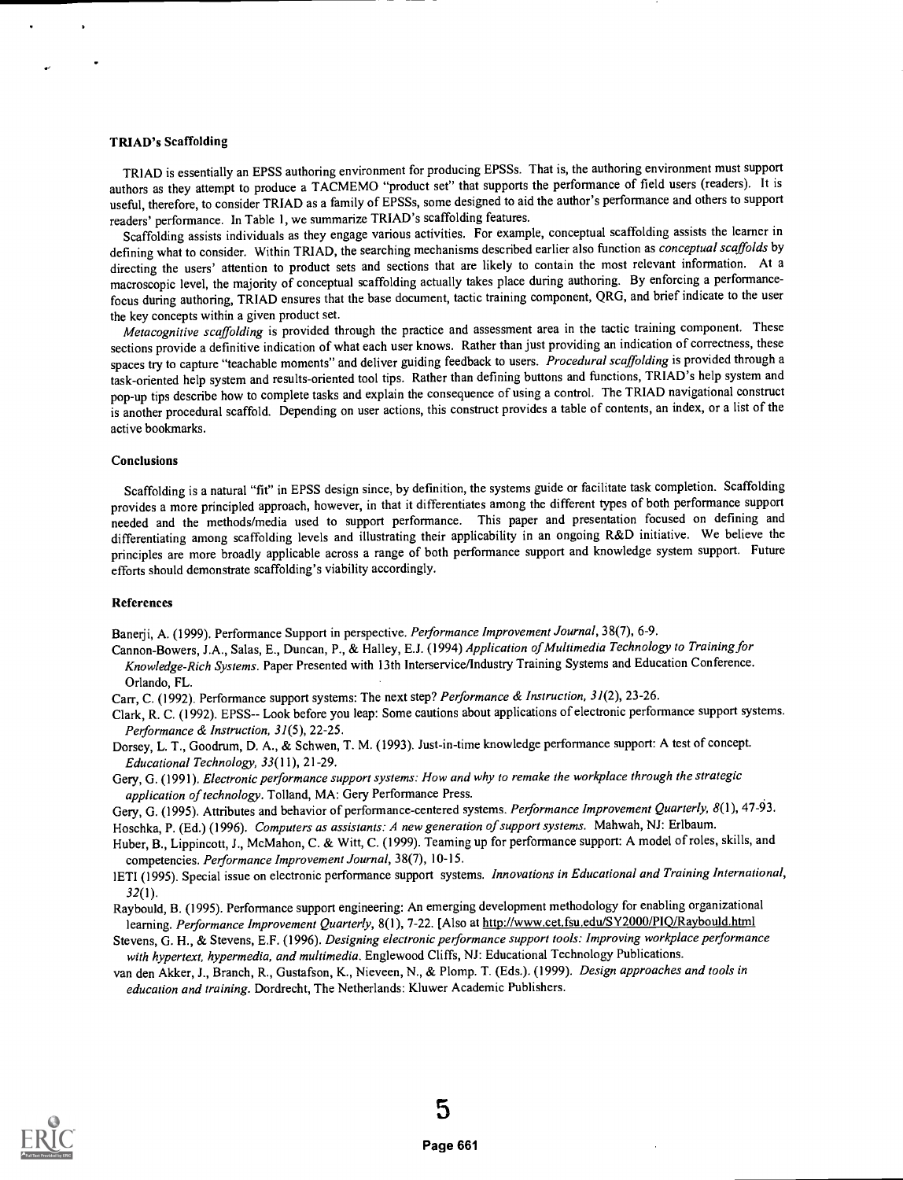### TRIAD's Scaffolding

TRIAD is essentially an EPSS authoring environment for producing EPSSs. That is, the authoring environment must support authors as they attempt to produce a TACMEMO "product set" that supports the performance of field users (readers). It is useful, therefore, to consider TRIAD as a family of EPSSs, some designed to aid the author's performance and others to support readers' performance. In Table 1, we summarize TRIAD's scaffolding features.

Scaffolding assists individuals as they engage various activities. For example, conceptual scaffolding assists the learner in defining what to consider. Within TRIAD, the searching mechanisms described earlier also function as *conceptual scaffolds* by directing the users' attention to product sets and sections that are likely to contain the most relevant information. At a macroscopic level, the majority of conceptual scaffolding actually takes place during authoring. By enforcing a performance-focus during authoring, TRIAD ensures that the base document, tactic training component, QRG, and brief indicate to the user the key concepts within a given product set.

*Metacognitive scaffolding* is provided through the practice and assessment area in the tactic training component. These sections provide a definitive indication of what each user knows. Rather than just providing an indication of correctness, these spaces try to capture "teachable moments" and deliver guiding feedback to users. *Procedural scaffolding* is provided through a task-oriented help system and results-oriented tool tips. Rather than defining buttons and functions, TRIAD's help system and pop-up tips describe how to complete tasks and explain the consequence of using a control. The TRIAD navigational construct is another procedural scaffold. Depending on user actions, this construct provides a table of contents, an index, or a list of the active bookmarks.

### Conclusions

Scaffolding is a natural "fit" in EPSS design since, by definition, the systems guide or facilitate task completion. Scaffolding provides a more principled approach, however, in that it differentiates among the different types of both performance support needed and the methods/media used to support performance. This paper and presentation focused on defining and differentiating among scaffolding levels and illustrating their applicability in an ongoing R&D initiative. We believe the principles are more broadly applicable across a range of both performance support and knowledge system support. Future efforts should demonstrate scaffolding's viability accordingly.

### References

Banerji, A. (1999). Performance Support in perspective. *Performance Improvement Journal*, 38(7), 6-9.

Cannon-Bowers, J.A., Salas, E., Duncan, P., & Halley, E.J. (1994) *Application of Multimedia Technology to Training for Knowledge-Rich Systems*. Paper Presented with 13th Interservice/Industry Training Systems and Education Conference. Orlando, FL.

Carr, C. (1992). Performance support systems: The next step? *Performance & Instruction, 31*(2), 23-26.

Clark, R. C. (1992). EPSS-- Look before you leap: Some cautions about applications of electronic performance support systems. *Performance & Instruction, 31*(5), 22-25.

Dorsey, L. T., Goodrum, D. A., & Schwen, T. M. (1993). Just-in-time knowledge performance support: A test of concept. *Educational Technology, 33*(11), 21-29.

Gery, G. (1991). *Electronic performance support systems: How and why to remake the workplace through the strategic application of technology*. Tolland, MA: Gery Performance Press.

Gery, G. (1995). Attributes and behavior of performance-centered systems. *Performance Improvement Quarterly, 8*(1), 47-93.

Hoschka, P. (Ed.) (1996). *Computers as assistants: A new generation of support systems*. Mahwah, NJ: Erlbaum.

Huber, B., Lippincott, J., McMahon, C. & Witt, C. (1999). Teaming up for performance support: A model of roles, skills, and competencies. *Performance Improvement Journal*, 38(7), 10-15.

IETI (1995). Special issue on electronic performance support systems. *Innovations in Educational and Training International, 32*(1).

Raybould, B. (1995). Performance support engineering: An emerging development methodology for enabling organizational learning. *Performance Improvement Quarterly*, 8(1), 7-22. [Also at http://www.cet.fsu.edu/SY2000/PIQ/Raybould.html

Stevens, G. H., & Stevens, E.F. (1996). *Designing electronic performance support tools: Improving workplace performance with hypertext, hypermedia, and multimedia*. Englewood Cliffs, NJ: Educational Technology Publications.

van den Akker, J., Branch, R., Gustafson, K., Nieveen, N., & Plomp. T. (Eds.). (1999). *Design approaches and tools in education and training*. Dordrecht, The Netherlands: Kluwer Academic Publishers.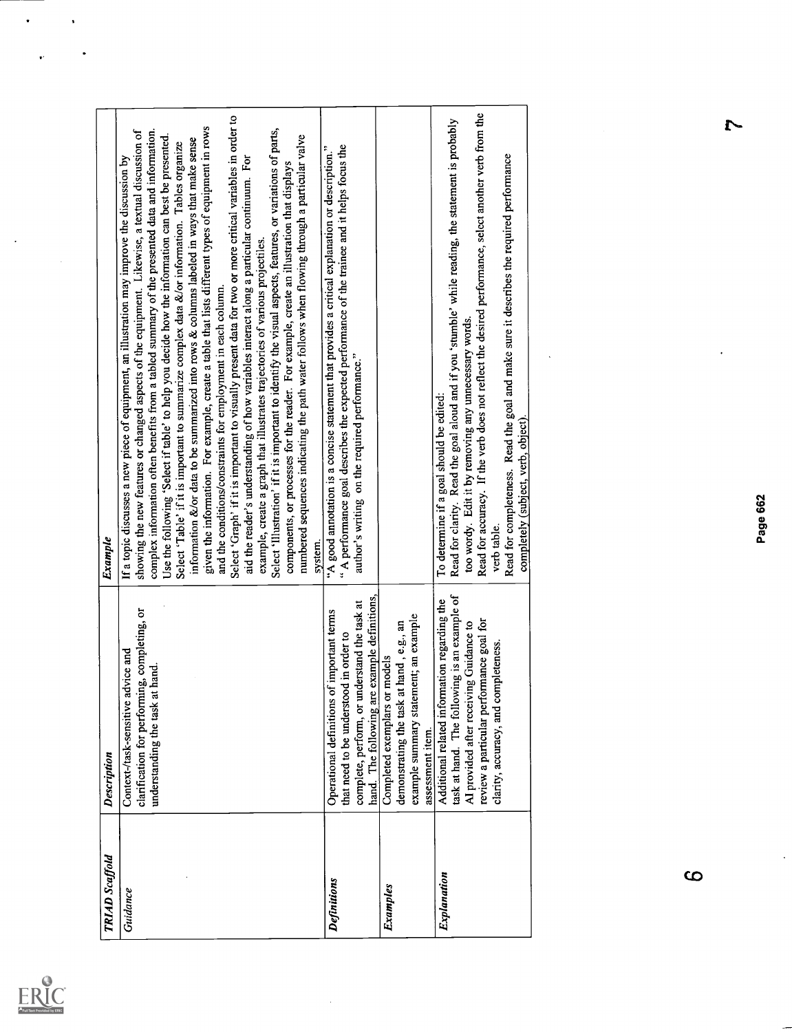| TRIAD Scaffold | Description | Example |
| --- | --- | --- |
| *Guidance* | Context-/task-sensitive advice and clarification for performing, completing, or understanding the task at hand. | If a topic discusses a new piece of equipment, an illustration may improve the discussion by showing the new features or changed aspects of the equipment. Likewise, a textual discussion of complex information often benefits from a tabled summary of the presented data and information. Use the following 'Select if table' to help you decide how the information can best be presented. Select 'Table' if it is important to summarize complex data &/or information. Tables organize information &/or data to be summarized into rows & columns labeled in ways that make sense given the information. For example, create a table that lists different types of equipment in rows and the conditions/constraints for employment in each column. Select 'Graph' if it is important to visually present data for two or more critical variables in order to aid the reader's understanding of how variables interact along a particular continuum. For example, create a graph that illustrates trajectories of various projectiles. Select 'Illustration' if it is important to identify the visual aspects, features, or variations of parts, components, or processes for the reader. For example, create an illustration that displays numbered sequences indicating the path water follows when flowing through a particular valve system. |
| *Definitions* | Operational definitions of important terms that need to be understood in order to complete, perform, or understand the task at hand. The following are example definitions. | "A good annotation is a concise statement that provides a critical explanation or description." " A performance goal describes the expected performance of the trainee and it helps focus the author's writing on the required performance." |
| *Examples* | Completed exemplars or models demonstrating the task at hand , e.g., an example summary statement; an example assessment item. | |
| *Explanation* | Additional related information regarding the task at hand. The following is an example of AI provided after receiving Guidance to review a particular performance goal for clarity, accuracy, and completeness. | To determine if a goal should be edited: Read for clarity. Read the goal aloud and if you 'stumble' while reading, the statement is probably too wordy. Edit it by removing any unnecessary words. Read for accuracy. If the verb does not reflect the desired performance, select another verb from the verb table. Read for completeness. Read the goal and make sure it describes the required performance completely (subject, verb, object). |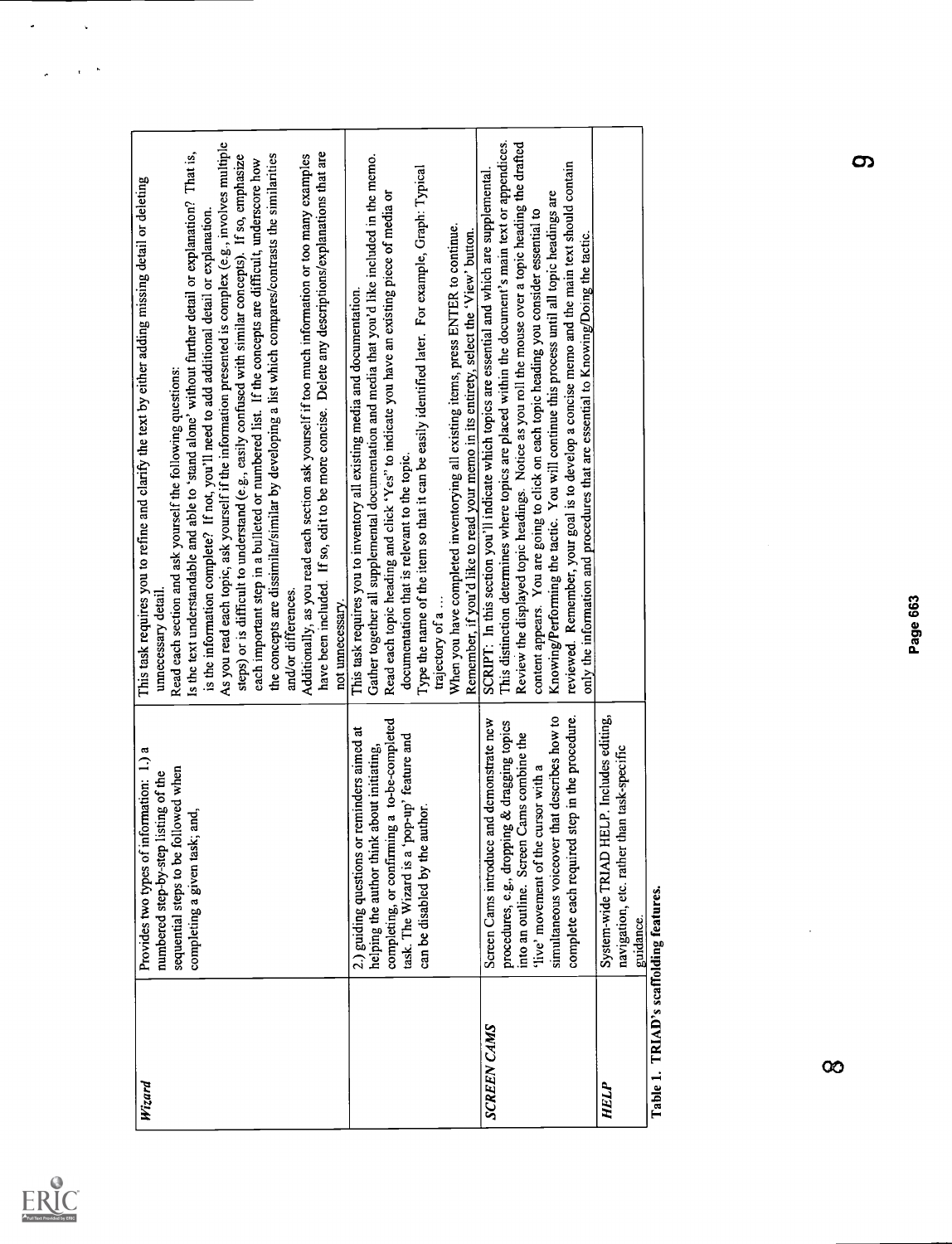| | | |
|---|---|---|
| *Wizard* | Provides two types of information: 1.) a numbered step-by-step listing of the sequential steps to be followed when completing a given task; and, | This task requires you to refine and clarify the text by either adding missing detail or deleting unnecessary detail.<br>Read each section and ask yourself the following questions:<br>Is the text understandable and able to 'stand alone' without further detail or explanation? That is, is the information complete? If not, you'll need to add additional detail or explanation.<br>As you read each topic, ask yourself if the information presented is complex (e.g., involves multiple steps) or is difficult to understand (e.g., easily confused with similar concepts). If so, emphasize each important step in a bulleted or numbered list. If the concepts are difficult, underscore how the concepts are dissimilar/similar by developing a list which compares/contrasts the similarities and/or differences.<br>Additionally, as you read each section ask yourself if too much information or too many examples have been included. If so, edit to be more concise. Delete any descriptions/explanations that are not unnecessary. |
| | 2.) guiding questions or reminders aimed at helping the author think about initiating, completing, or confirming a to-be-completed task. The Wizard is a 'pop-up' feature and can be disabled by the author. | This task requires you to inventory all existing media and documentation.<br>Gather together all supplemental documentation and media that you'd like included in the memo.<br>Read each topic heading and click 'Yes" to indicate you have an existing piece of media or documentation that is relevant to the topic.<br>Type the name of the item so that it can be easily identified later. For example, Graph: Typical trajectory of a …<br>When you have completed inventorying all existing items, press ENTER to continue.<br>Remember, if you'd like to read your memo in its entirety, select the 'View' button. |
| *SCREEN CAMS* | Screen Cams introduce and demonstrate new procedures, e.g., dropping & dragging topics into an outline. Screen Cams combine the 'live' movement of the cursor with a simultaneous voiceover that describes how to complete each required step in the procedure. | SCRIPT: In this section you'll indicate which topics are essential and which are supplemental. This distinction determines where topics are placed within the document's main text or appendices. Review the displayed topic headings. Notice as you roll the mouse over a topic heading the drafted content appears. You are going to click on each topic heading you consider essential to Knowing/Performing the tactic. You will continue this process until all topic headings are reviewed. Remember, your goal is to develop a concise memo and the main text should contain only the information and procedures that are essential to Knowing/Doing the tactic. |
| *HELP* | System-wide TRIAD HELP. Includes editing, navigation, etc. rather than task-specific guidance. | |

**Table 1. TRIAD's scaffolding features.**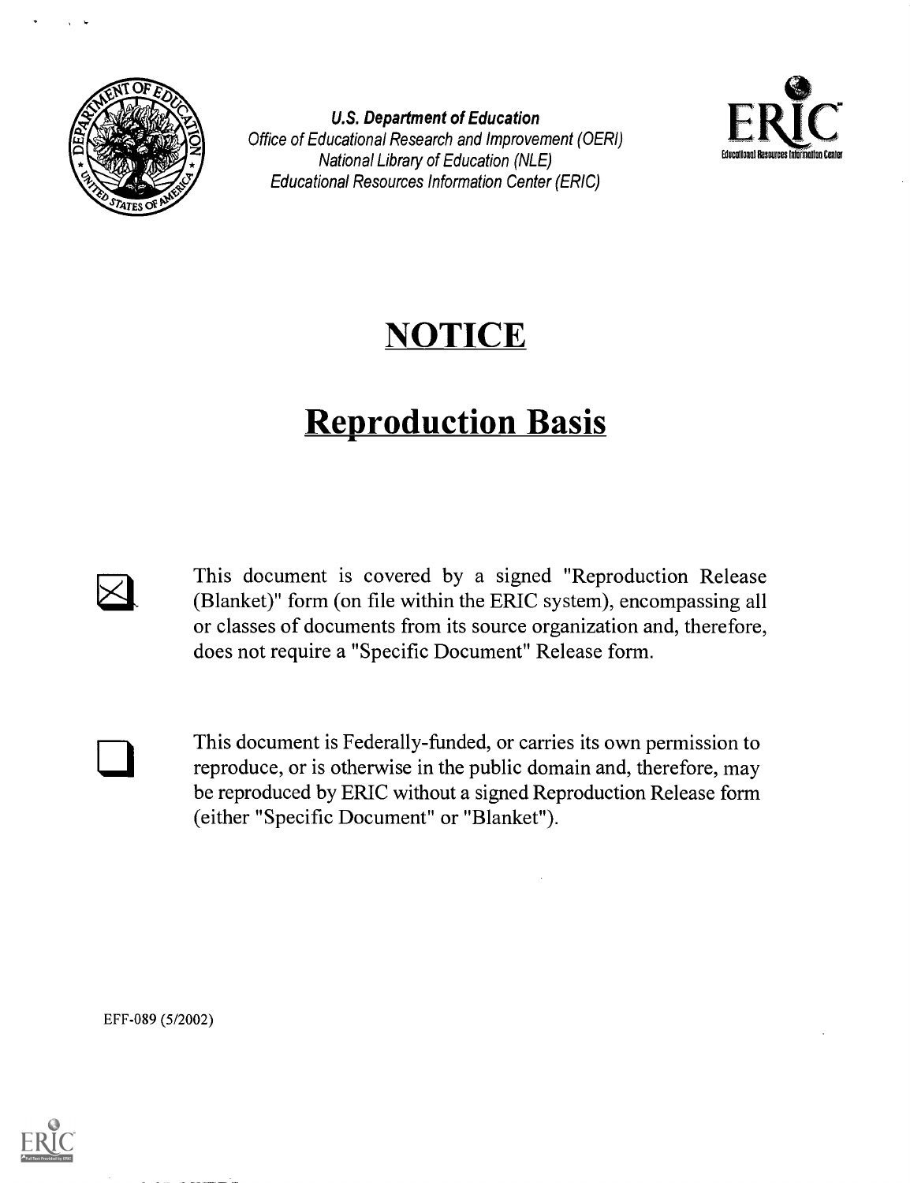U.S. Department of Education
Office of Educational Research and Improvement (OERI)
National Library of Education (NLE)
Educational Resources Information Center (ERIC)

# NOTICE

# Reproduction Basis

- [x] This document is covered by a signed "Reproduction Release (Blanket)" form (on file within the ERIC system), encompassing all or classes of documents from its source organization and, therefore, does not require a "Specific Document" Release form.

- [ ] This document is Federally-funded, or carries its own permission to reproduce, or is otherwise in the public domain and, therefore, may be reproduced by ERIC without a signed Reproduction Release form (either "Specific Document" or "Blanket").

EFF-089 (5/2002)